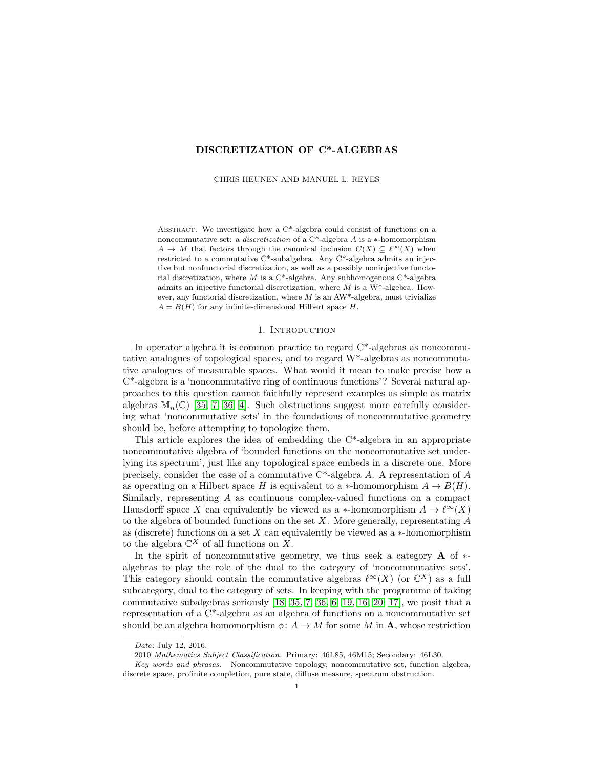# DISCRETIZATION OF C*-ALGEBRAS

CHRIS HEUNEN AND MANUEL L. REYES

Abstract. We investigate how a C*-algebra could consist of functions on a noncommutative set: a *discretization* of a C*-algebra $A$ is a $*$-homomorphism $A \to M$ that factors through the canonical inclusion $C(X) \subseteq \ell^\infty(X)$ when restricted to a commutative C*-subalgebra. Any C*-algebra admits an injective but nonfunctorial discretization, as well as a possibly noninjective functorial discretization, where $M$ is a C*-algebra. Any subhomogenous C*-algebra admits an injective functorial discretization, where $M$ is a W*-algebra. However, any functorial discretization, where $M$ is an AW*-algebra, must trivialize $A = B(H)$ for any infinite-dimensional Hilbert space $H$.

## 1. Introduction

In operator algebra it is common practice to regard C*-algebras as noncommutative analogues of topological spaces, and to regard W*-algebras as noncommutative analogues of measurable spaces. What would it mean to make precise how a C*-algebra is a 'noncommutative ring of continuous functions'? Several natural approaches to this question cannot faithfully represent examples as simple as matrix algebras $\mathbb{M}_n(\mathbb{C})$ [35, 7, 36, 4]. Such obstructions suggest more carefully considering what 'noncommutative sets' in the foundations of noncommutative geometry should be, before attempting to topologize them.

This article explores the idea of embedding the C*-algebra in an appropriate noncommutative algebra of 'bounded functions on the noncommutative set underlying its spectrum', just like any topological space embeds in a discrete one. More precisely, consider the case of a commutative C*-algebra $A$. A representation of $A$ as operating on a Hilbert space $H$ is equivalent to a $*$-homomorphism $A \to B(H)$. Similarly, representing $A$ as continuous complex-valued functions on a compact Hausdorff space $X$ can equivalently be viewed as a $*$-homomorphism $A \to \ell^\infty(X)$ to the algebra of bounded functions on the set $X$. More generally, representating $A$ as (discrete) functions on a set $X$ can equivalently be viewed as a $*$-homomorphism to the algebra $\mathbb{C}^X$ of all functions on $X$.

In the spirit of noncommutative geometry, we thus seek a category **A** of $*$-algebras to play the role of the dual to the category of 'noncommutative sets'. This category should contain the commutative algebras $\ell^\infty(X)$ (or $\mathbb{C}^X$) as a full subcategory, dual to the category of sets. In keeping with the programme of taking commutative subalgebras seriously [18, 35, 7, 36, 6, 19, 16, 20, 17], we posit that a representation of a C*-algebra as an algebra of functions on a noncommutative set should be an algebra homomorphism $\phi\colon A \to M$ for some $M$ in **A**, whose restriction

*Date*: July 12, 2016.

2010 *Mathematics Subject Classification.* Primary: 46L85, 46M15; Secondary: 46L30.

*Key words and phrases.* Noncommutative topology, noncommutative set, function algebra, discrete space, profinite completion, pure state, diffuse measure, spectrum obstruction.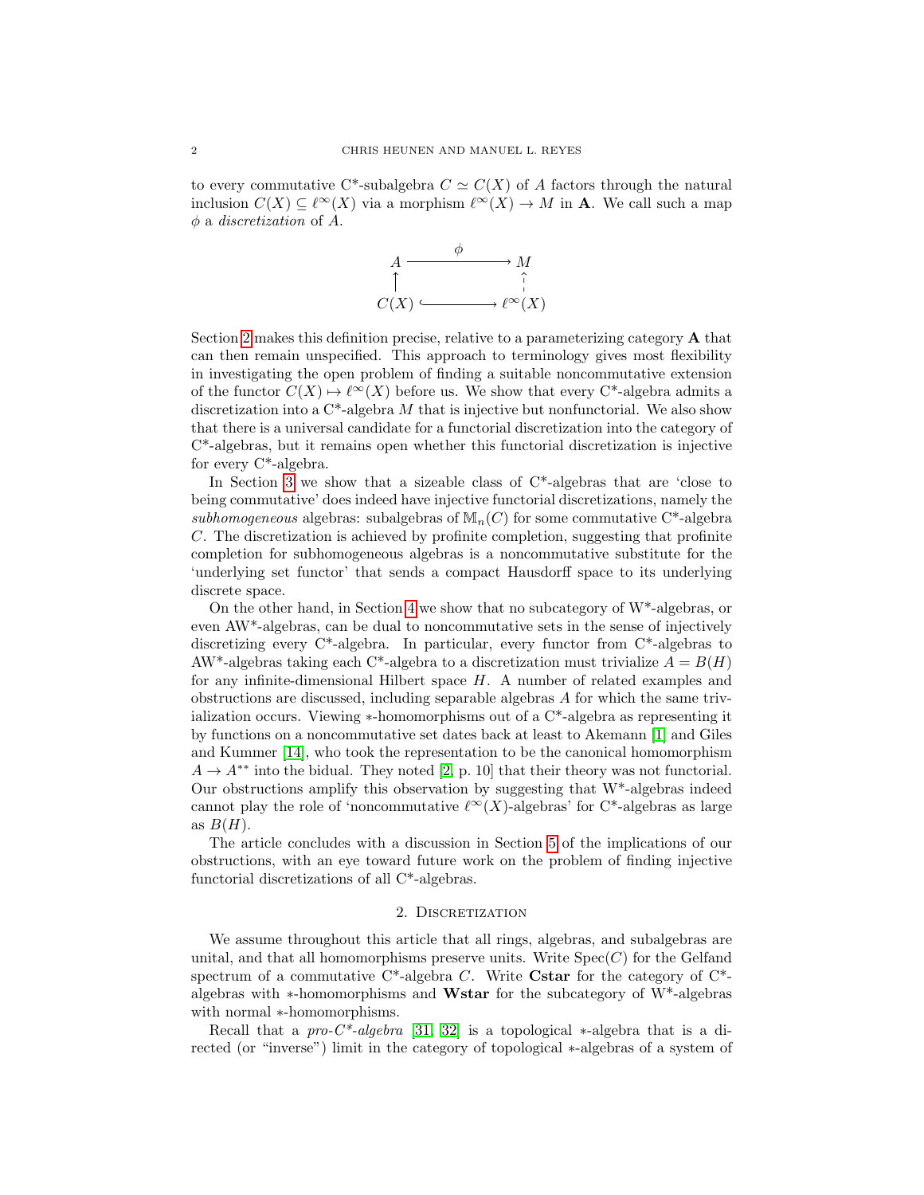to every commutative C*-subalgebra $C \simeq C(X)$ of $A$ factors through the natural inclusion $C(X) \subseteq \ell^\infty(X)$ via a morphism $\ell^\infty(X) \to M$ in $\mathbf{A}$. We call such a map $\phi$ a *discretization* of $A$.

$$
\begin{array}{ccc}
A & \xrightarrow{\quad\phi\quad} & M \\
\uparrow & & \uparrow \\
C(X) & \hookrightarrow & \ell^\infty(X)
\end{array}
$$

Section 2 makes this definition precise, relative to a parameterizing category $\mathbf{A}$ that can then remain unspecified. This approach to terminology gives most flexibility in investigating the open problem of finding a suitable noncommutative extension of the functor $C(X) \mapsto \ell^\infty(X)$ before us. We show that every C*-algebra admits a discretization into a C*-algebra $M$ that is injective but nonfunctorial. We also show that there is a universal candidate for a functorial discretization into the category of C*-algebras, but it remains open whether this functorial discretization is injective for every C*-algebra.

In Section 3 we show that a sizeable class of C*-algebras that are 'close to being commutative' does indeed have injective functorial discretizations, namely the *subhomogeneous* algebras: subalgebras of $\mathbb{M}_n(C)$ for some commutative C*-algebra $C$. The discretization is achieved by profinite completion, suggesting that profinite completion for subhomogeneous algebras is a noncommutative substitute for the 'underlying set functor' that sends a compact Hausdorff space to its underlying discrete space.

On the other hand, in Section 4 we show that no subcategory of W*-algebras, or even AW*-algebras, can be dual to noncommutative sets in the sense of injectively discretizing every C*-algebra. In particular, every functor from C*-algebras to AW*-algebras taking each C*-algebra to a discretization must trivialize $A = B(H)$ for any infinite-dimensional Hilbert space $H$. A number of related examples and obstructions are discussed, including separable algebras $A$ for which the same trivialization occurs. Viewing $*$-homomorphisms out of a C*-algebra as representing it by functions on a noncommutative set dates back at least to Akemann [1] and Giles and Kummer [14], who took the representation to be the canonical homomorphism $A \to A^{**}$ into the bidual. They noted [2, p. 10] that their theory was not functorial. Our obstructions amplify this observation by suggesting that W*-algebras indeed cannot play the role of 'noncommutative $\ell^\infty(X)$-algebras' for C*-algebras as large as $B(H)$.

The article concludes with a discussion in Section 5 of the implications of our obstructions, with an eye toward future work on the problem of finding injective functorial discretizations of all C*-algebras.

## 2. Discretization

We assume throughout this article that all rings, algebras, and subalgebras are unital, and that all homomorphisms preserve units. Write $\mathrm{Spec}(C)$ for the Gelfand spectrum of a commutative C*-algebra $C$. Write $\mathbf{Cstar}$ for the category of C*-algebras with $*$-homomorphisms and $\mathbf{Wstar}$ for the subcategory of W*-algebras with normal $*$-homomorphisms.

Recall that a *pro-C*-algebra* [31, 32] is a topological $*$-algebra that is a directed (or "inverse") limit in the category of topological $*$-algebras of a system of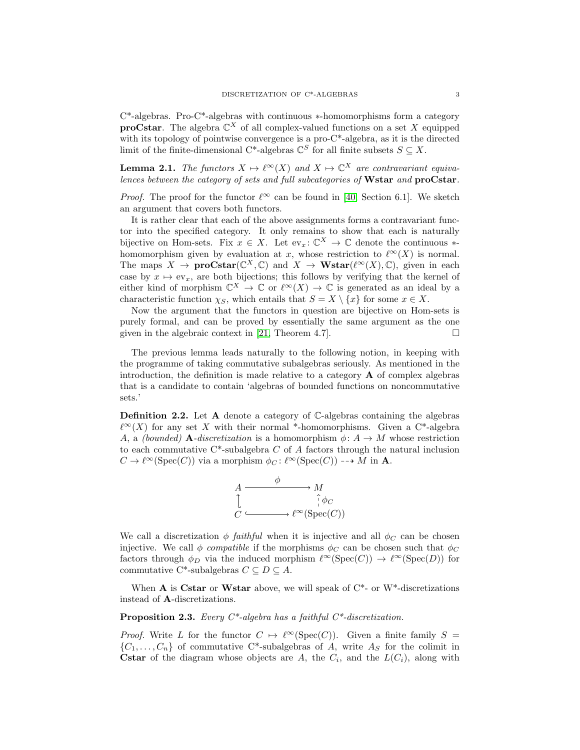C*-algebras. Pro-C*-algebras with continuous $*$-homomorphisms form a category **proCstar**. The algebra $\mathbb{C}^X$ of all complex-valued functions on a set $X$ equipped with its topology of pointwise convergence is a pro-C*-algebra, as it is the directed limit of the finite-dimensional C*-algebras $\mathbb{C}^S$ for all finite subsets $S \subseteq X$.

**Lemma 2.1.** *The functors $X \mapsto \ell^\infty(X)$ and $X \mapsto \mathbb{C}^X$ are contravariant equivalences between the category of sets and full subcategories of* **Wstar** *and* **proCstar**.

*Proof.* The proof for the functor $\ell^\infty$ can be found in [40, Section 6.1]. We sketch an argument that covers both functors.

It is rather clear that each of the above assignments forms a contravariant functor into the specified category. It only remains to show that each is naturally bijective on Hom-sets. Fix $x \in X$. Let $\mathrm{ev}_x \colon \mathbb{C}^X \to \mathbb{C}$ denote the continuous $*$-homomorphism given by evaluation at $x$, whose restriction to $\ell^\infty(X)$ is normal. The maps $X \to \mathbf{proCstar}(\mathbb{C}^X, \mathbb{C})$ and $X \to \mathbf{Wstar}(\ell^\infty(X), \mathbb{C})$, given in each case by $x \mapsto \mathrm{ev}_x$, are both bijections; this follows by verifying that the kernel of either kind of morphism $\mathbb{C}^X \to \mathbb{C}$ or $\ell^\infty(X) \to \mathbb{C}$ is generated as an ideal by a characteristic function $\chi_S$, which entails that $S = X \setminus \{x\}$ for some $x \in X$.

Now the argument that the functors in question are bijective on Hom-sets is purely formal, and can be proved by essentially the same argument as the one given in the algebraic context in [21, Theorem 4.7]. $\square$

The previous lemma leads naturally to the following notion, in keeping with the programme of taking commutative subalgebras seriously. As mentioned in the introduction, the definition is made relative to a category $\mathbf{A}$ of complex algebras that is a candidate to contain 'algebras of bounded functions on noncommutative sets.'

**Definition 2.2.** Let $\mathbf{A}$ denote a category of $\mathbb{C}$-algebras containing the algebras $\ell^\infty(X)$ for any set $X$ with their normal \*-homomorphisms. Given a C*-algebra $A$, a *(bounded)* $\mathbf{A}$*-discretization* is a homomorphism $\phi \colon A \to M$ whose restriction to each commutative C*-subalgebra $C$ of $A$ factors through the natural inclusion $C \to \ell^\infty(\mathrm{Spec}(C))$ via a morphism $\phi_C \colon \ell^\infty(\mathrm{Spec}(C)) \dashrightarrow M$ in $\mathbf{A}$.

$$
\begin{array}{ccc}
A & \xrightarrow{\quad \phi \quad} & M \\
\uparrow & & \uparrow{\scriptstyle \phi_C} \\
C & \hookrightarrow & \ell^\infty(\mathrm{Spec}(C))
\end{array}
$$

We call a discretization $\phi$ *faithful* when it is injective and all $\phi_C$ can be chosen injective. We call $\phi$ *compatible* if the morphisms $\phi_C$ can be chosen such that $\phi_C$ factors through $\phi_D$ via the induced morphism $\ell^\infty(\mathrm{Spec}(C)) \to \ell^\infty(\mathrm{Spec}(D))$ for commutative C*-subalgebras $C \subseteq D \subseteq A$.

When $\mathbf{A}$ is **Cstar** or **Wstar** above, we will speak of C*- or W*-discretizations instead of $\mathbf{A}$-discretizations.

**Proposition 2.3.** *Every C\*-algebra has a faithful C\*-discretization.*

*Proof.* Write $L$ for the functor $C \mapsto \ell^\infty(\mathrm{Spec}(C))$. Given a finite family $S = \{C_1, \ldots, C_n\}$ of commutative C*-subalgebras of $A$, write $A_S$ for the colimit in **Cstar** of the diagram whose objects are $A$, the $C_i$, and the $L(C_i)$, along with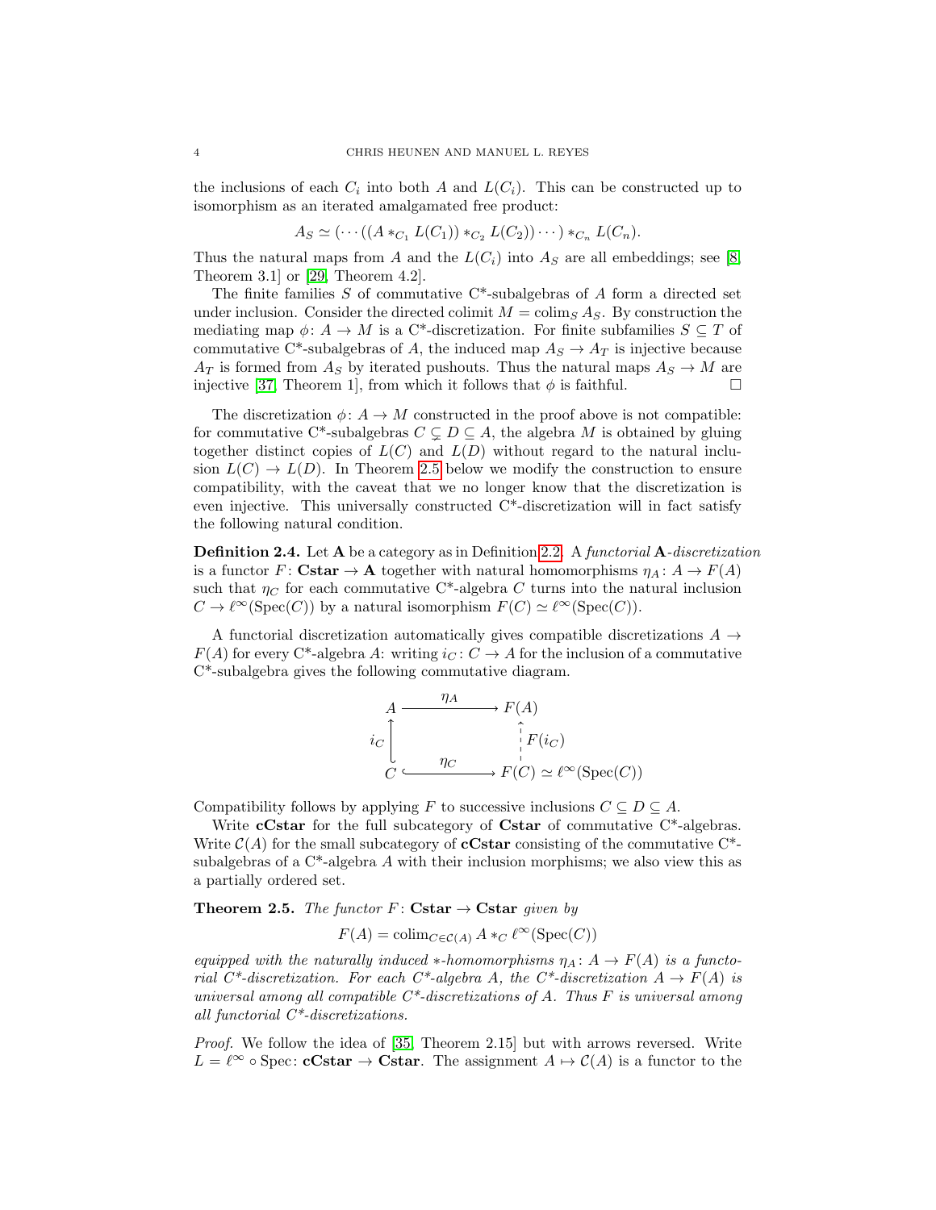the inclusions of each $C_i$ into both $A$ and $L(C_i)$. This can be constructed up to isomorphism as an iterated amalgamated free product:

$$A_S \simeq (\cdots((A *_{C_1} L(C_1)) *_{C_2} L(C_2))\cdots) *_{C_n} L(C_n).$$

Thus the natural maps from $A$ and the $L(C_i)$ into $A_S$ are all embeddings; see [8, Theorem 3.1] or [29, Theorem 4.2].

The finite families $S$ of commutative C*-subalgebras of $A$ form a directed set under inclusion. Consider the directed colimit $M = \operatorname{colim}_S A_S$. By construction the mediating map $\phi\colon A \to M$ is a C*-discretization. For finite subfamilies $S \subseteq T$ of commutative C*-subalgebras of $A$, the induced map $A_S \to A_T$ is injective because $A_T$ is formed from $A_S$ by iterated pushouts. Thus the natural maps $A_S \to M$ are injective [37, Theorem 1], from which it follows that $\phi$ is faithful. □

The discretization $\phi\colon A \to M$ constructed in the proof above is not compatible: for commutative C*-subalgebras $C \subsetneq D \subseteq A$, the algebra $M$ is obtained by gluing together distinct copies of $L(C)$ and $L(D)$ without regard to the natural inclusion $L(C) \to L(D)$. In Theorem 2.5 below we modify the construction to ensure compatibility, with the caveat that we no longer know that the discretization is even injective. This universally constructed C*-discretization will in fact satisfy the following natural condition.

**Definition 2.4.** Let $\mathbf{A}$ be a category as in Definition 2.2. A *functorial* $\mathbf{A}$*-discretization* is a functor $F\colon \mathbf{Cstar} \to \mathbf{A}$ together with natural homomorphisms $\eta_A\colon A \to F(A)$ such that $\eta_C$ for each commutative C*-algebra $C$ turns into the natural inclusion $C \to \ell^\infty(\operatorname{Spec}(C))$ by a natural isomorphism $F(C) \simeq \ell^\infty(\operatorname{Spec}(C))$.

A functorial discretization automatically gives compatible discretizations $A \to F(A)$ for every C*-algebra $A$: writing $i_C\colon C \to A$ for the inclusion of a commutative C*-subalgebra gives the following commutative diagram.

$$\begin{array}{ccc}
A & \xrightarrow{\ \eta_A\ } & F(A) \\
{\scriptstyle i_C}\uparrow & & \uparrow{\scriptstyle F(i_C)} \\
C & \xrightarrow{\ \eta_C\ } & F(C) \simeq \ell^\infty(\operatorname{Spec}(C))
\end{array}$$

Compatibility follows by applying $F$ to successive inclusions $C \subseteq D \subseteq A$.

Write $\mathbf{cCstar}$ for the full subcategory of $\mathbf{Cstar}$ of commutative C*-algebras. Write $\mathcal{C}(A)$ for the small subcategory of $\mathbf{cCstar}$ consisting of the commutative C*-subalgebras of a C*-algebra $A$ with their inclusion morphisms; we also view this as a partially ordered set.

**Theorem 2.5.** *The functor* $F\colon \mathbf{Cstar} \to \mathbf{Cstar}$ *given by*

$$F(A) = \operatorname{colim}_{C \in \mathcal{C}(A)} A *_C \ell^\infty(\operatorname{Spec}(C))$$

*equipped with the naturally induced $*$-homomorphisms $\eta_A\colon A \to F(A)$ is a functorial C*-discretization. For each C*-algebra $A$, the C*-discretization $A \to F(A)$ is universal among all compatible C*-discretizations of $A$. Thus $F$ is universal among all functorial C*-discretizations.*

*Proof.* We follow the idea of [35, Theorem 2.15] but with arrows reversed. Write $L = \ell^\infty \circ \operatorname{Spec}\colon \mathbf{cCstar} \to \mathbf{Cstar}$. The assignment $A \mapsto \mathcal{C}(A)$ is a functor to the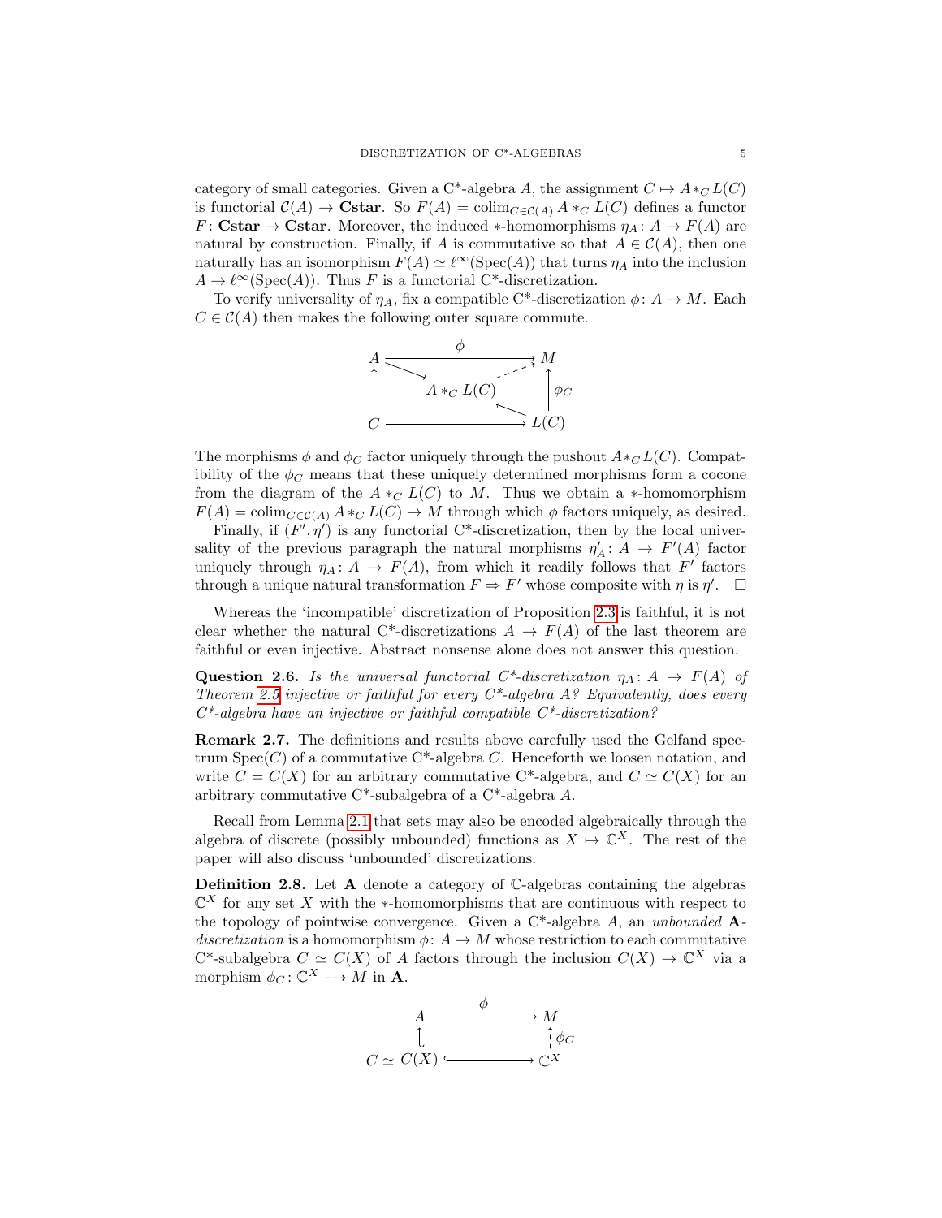category of small categories. Given a C*-algebra $A$, the assignment $C \mapsto A *_C L(C)$ is functorial $\mathcal{C}(A) \to \mathbf{Cstar}$. So $F(A) = \operatorname{colim}_{C \in \mathcal{C}(A)} A *_C L(C)$ defines a functor $F\colon \mathbf{Cstar} \to \mathbf{Cstar}$. Moreover, the induced $*$-homomorphisms $\eta_A\colon A \to F(A)$ are natural by construction. Finally, if $A$ is commutative so that $A \in \mathcal{C}(A)$, then one naturally has an isomorphism $F(A) \simeq \ell^\infty(\operatorname{Spec}(A))$ that turns $\eta_A$ into the inclusion $A \to \ell^\infty(\operatorname{Spec}(A))$. Thus $F$ is a functorial C*-discretization.

To verify universality of $\eta_A$, fix a compatible C*-discretization $\phi\colon A \to M$. Each $C \in \mathcal{C}(A)$ then makes the following outer square commute.

$$
\begin{array}{ccccc}
A & & \xrightarrow{\quad\phi\quad} & & M \\
 & \searrow & & \nearrow & \\
\uparrow & & A *_C L(C) & & \uparrow \phi_C \\
 & & & \nwarrow & \\
C & & \longrightarrow & & L(C)
\end{array}
$$

The morphisms $\phi$ and $\phi_C$ factor uniquely through the pushout $A *_C L(C)$. Compatibility of the $\phi_C$ means that these uniquely determined morphisms form a cocone from the diagram of the $A *_C L(C)$ to $M$. Thus we obtain a $*$-homomorphism $F(A) = \operatorname{colim}_{C \in \mathcal{C}(A)} A *_C L(C) \to M$ through which $\phi$ factors uniquely, as desired.

Finally, if $(F', \eta')$ is any functorial C*-discretization, then by the local universality of the previous paragraph the natural morphisms $\eta'_A\colon A \to F'(A)$ factor uniquely through $\eta_A\colon A \to F(A)$, from which it readily follows that $F'$ factors through a unique natural transformation $F \Rightarrow F'$ whose composite with $\eta$ is $\eta'$. $\square$

Whereas the 'incompatible' discretization of Proposition 2.3 is faithful, it is not clear whether the natural C*-discretizations $A \to F(A)$ of the last theorem are faithful or even injective. Abstract nonsense alone does not answer this question.

**Question 2.6.** *Is the universal functorial C\*-discretization $\eta_A\colon A \to F(A)$ of Theorem 2.5 injective or faithful for every C\*-algebra $A$? Equivalently, does every C\*-algebra have an injective or faithful compatible C\*-discretization?*

**Remark 2.7.** The definitions and results above carefully used the Gelfand spectrum $\operatorname{Spec}(C)$ of a commutative C*-algebra $C$. Henceforth we loosen notation, and write $C = C(X)$ for an arbitrary commutative C*-algebra, and $C \simeq C(X)$ for an arbitrary commutative C*-subalgebra of a C*-algebra $A$.

Recall from Lemma 2.1 that sets may also be encoded algebraically through the algebra of discrete (possibly unbounded) functions as $X \mapsto \mathbb{C}^X$. The rest of the paper will also discuss 'unbounded' discretizations.

**Definition 2.8.** Let $\mathbf{A}$ denote a category of $\mathbb{C}$-algebras containing the algebras $\mathbb{C}^X$ for any set $X$ with the $*$-homomorphisms that are continuous with respect to the topology of pointwise convergence. Given a C*-algebra $A$, an *unbounded* $\mathbf{A}$-*discretization* is a homomorphism $\phi\colon A \to M$ whose restriction to each commutative C*-subalgebra $C \simeq C(X)$ of $A$ factors through the inclusion $C(X) \to \mathbb{C}^X$ via a morphism $\phi_C\colon \mathbb{C}^X \dashrightarrow M$ in $\mathbf{A}$.

$$
\begin{array}{ccc}
A & \xrightarrow{\quad\phi\quad} & M \\
\uparrow & & \uparrow \phi_C \\
C \simeq C(X) & \hookrightarrow & \mathbb{C}^X
\end{array}
$$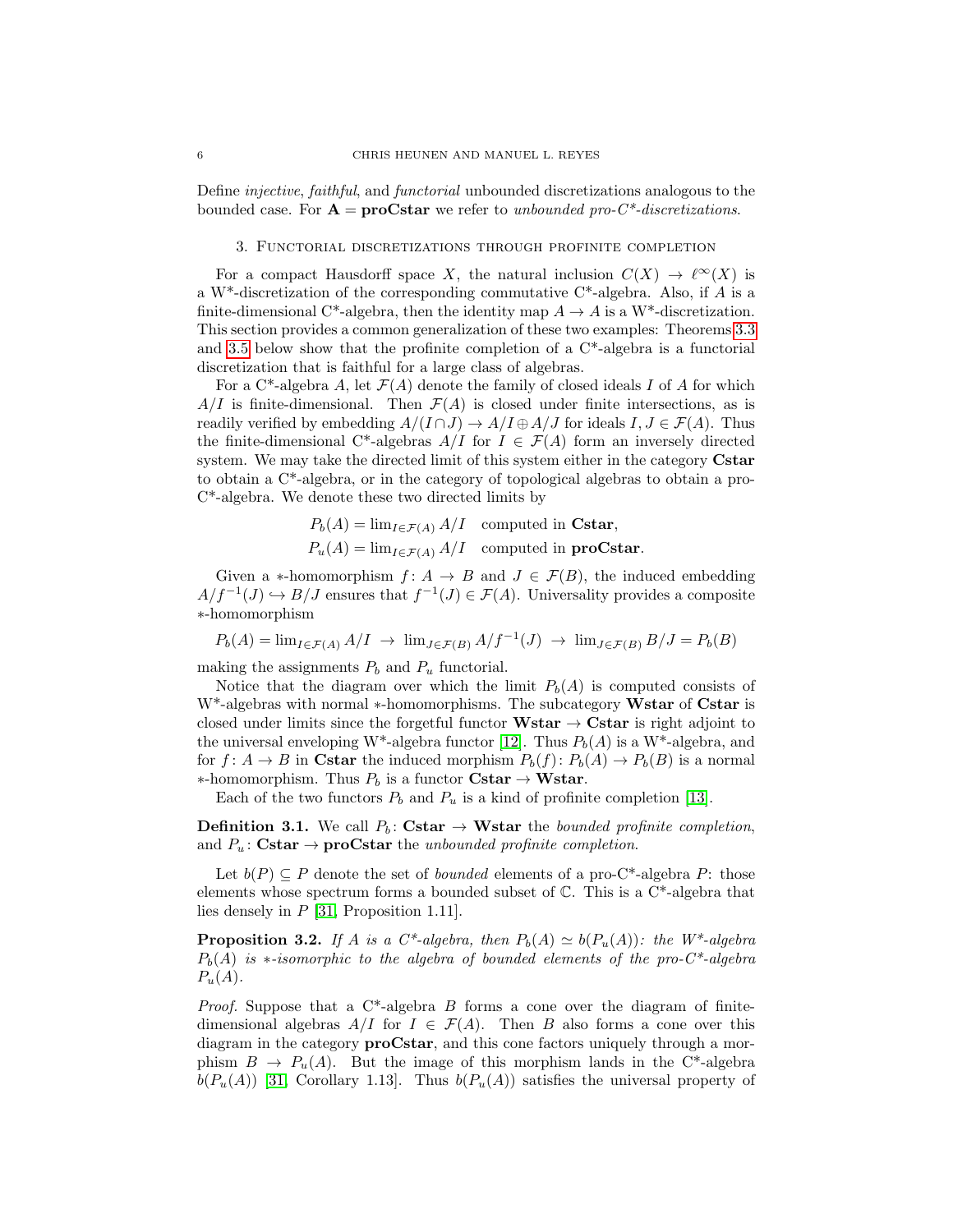Define *injective*, *faithful*, and *functorial* unbounded discretizations analogous to the bounded case. For $\mathbf{A} = \mathbf{proCstar}$ we refer to *unbounded pro-C\*-discretizations*.

## 3. Functorial discretizations through profinite completion

For a compact Hausdorff space $X$, the natural inclusion $C(X) \to \ell^\infty(X)$ is a W\*-discretization of the corresponding commutative C\*-algebra. Also, if $A$ is a finite-dimensional C\*-algebra, then the identity map $A \to A$ is a W\*-discretization. This section provides a common generalization of these two examples: Theorems 3.3 and 3.5 below show that the profinite completion of a C\*-algebra is a functorial discretization that is faithful for a large class of algebras.

For a C\*-algebra $A$, let $\mathcal{F}(A)$ denote the family of closed ideals $I$ of $A$ for which $A/I$ is finite-dimensional. Then $\mathcal{F}(A)$ is closed under finite intersections, as is readily verified by embedding $A/(I \cap J) \to A/I \oplus A/J$ for ideals $I, J \in \mathcal{F}(A)$. Thus the finite-dimensional C\*-algebras $A/I$ for $I \in \mathcal{F}(A)$ form an inversely directed system. We may take the directed limit of this system either in the category **Cstar** to obtain a C\*-algebra, or in the category of topological algebras to obtain a pro-C\*-algebra. We denote these two directed limits by

$$P_b(A) = \lim_{I \in \mathcal{F}(A)} A/I \quad \text{computed in } \mathbf{Cstar},$$
$$P_u(A) = \lim_{I \in \mathcal{F}(A)} A/I \quad \text{computed in } \mathbf{proCstar}.$$

Given a $*$-homomorphism $f \colon A \to B$ and $J \in \mathcal{F}(B)$, the induced embedding $A/f^{-1}(J) \hookrightarrow B/J$ ensures that $f^{-1}(J) \in \mathcal{F}(A)$. Universality provides a composite $*$-homomorphism

$$P_b(A) = \lim_{I \in \mathcal{F}(A)} A/I \;\to\; \lim_{J \in \mathcal{F}(B)} A/f^{-1}(J) \;\to\; \lim_{J \in \mathcal{F}(B)} B/J = P_b(B)$$

making the assignments $P_b$ and $P_u$ functorial.

Notice that the diagram over which the limit $P_b(A)$ is computed consists of W\*-algebras with normal $*$-homomorphisms. The subcategory **Wstar** of **Cstar** is closed under limits since the forgetful functor $\mathbf{Wstar} \to \mathbf{Cstar}$ is right adjoint to the universal enveloping W\*-algebra functor [12]. Thus $P_b(A)$ is a W\*-algebra, and for $f \colon A \to B$ in **Cstar** the induced morphism $P_b(f) \colon P_b(A) \to P_b(B)$ is a normal $*$-homomorphism. Thus $P_b$ is a functor $\mathbf{Cstar} \to \mathbf{Wstar}$.

Each of the two functors $P_b$ and $P_u$ is a kind of profinite completion [13].

**Definition 3.1.** We call $P_b \colon \mathbf{Cstar} \to \mathbf{Wstar}$ the *bounded profinite completion*, and $P_u \colon \mathbf{Cstar} \to \mathbf{proCstar}$ the *unbounded profinite completion*.

Let $b(P) \subseteq P$ denote the set of *bounded* elements of a pro-C\*-algebra $P$: those elements whose spectrum forms a bounded subset of $\mathbb{C}$. This is a C\*-algebra that lies densely in $P$ [31, Proposition 1.11].

**Proposition 3.2.** *If $A$ is a C\*-algebra, then $P_b(A) \simeq b(P_u(A))$: the W\*-algebra $P_b(A)$ is $*$-isomorphic to the algebra of bounded elements of the pro-C\*-algebra $P_u(A)$.*

*Proof.* Suppose that a C\*-algebra $B$ forms a cone over the diagram of finite-dimensional algebras $A/I$ for $I \in \mathcal{F}(A)$. Then $B$ also forms a cone over this diagram in the category **proCstar**, and this cone factors uniquely through a morphism $B \to P_u(A)$. But the image of this morphism lands in the C\*-algebra $b(P_u(A))$ [31, Corollary 1.13]. Thus $b(P_u(A))$ satisfies the universal property of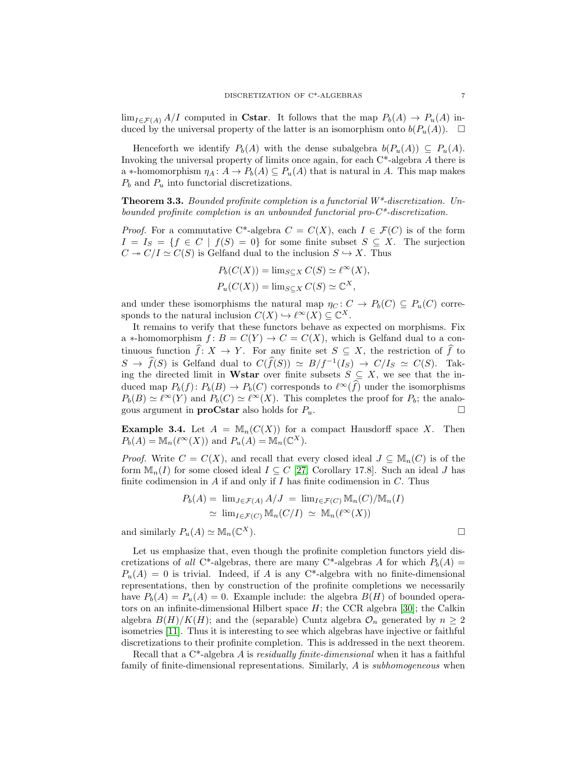$\lim_{I \in \mathcal{F}(A)} A/I$ computed in **Cstar**. It follows that the map $P_b(A) \to P_u(A)$ induced by the universal property of the latter is an isomorphism onto $b(P_u(A))$. $\square$

Henceforth we identify $P_b(A)$ with the dense subalgebra $b(P_u(A)) \subseteq P_u(A)$. Invoking the universal property of limits once again, for each C*-algebra $A$ there is a $*$-homomorphism $\eta_A : A \to P_b(A) \subseteq P_u(A)$ that is natural in $A$. This map makes $P_b$ and $P_u$ into functorial discretizations.

**Theorem 3.3.** *Bounded profinite completion is a functorial W\*-discretization. Unbounded profinite completion is an unbounded functorial pro-C\*-discretization.*

*Proof.* For a commutative C*-algebra $C = C(X)$, each $I \in \mathcal{F}(C)$ is of the form $I = I_S = \{f \in C \mid f(S) = 0\}$ for some finite subset $S \subseteq X$. The surjection $C \twoheadrightarrow C/I \simeq C(S)$ is Gelfand dual to the inclusion $S \hookrightarrow X$. Thus

$$P_b(C(X)) = \lim_{S \subseteq X} C(S) \simeq \ell^\infty(X),$$
$$P_u(C(X)) = \lim_{S \subseteq X} C(S) \simeq \mathbb{C}^X,$$

and under these isomorphisms the natural map $\eta_C : C \to P_b(C) \subseteq P_u(C)$ corresponds to the natural inclusion $C(X) \hookrightarrow \ell^\infty(X) \subseteq \mathbb{C}^X$.

It remains to verify that these functors behave as expected on morphisms. Fix a $*$-homomorphism $f : B = C(Y) \to C = C(X)$, which is Gelfand dual to a continuous function $\widehat{f} : X \to Y$. For any finite set $S \subseteq X$, the restriction of $\widehat{f}$ to $S \to \widehat{f}(S)$ is Gelfand dual to $C(\widehat{f}(S)) \simeq B/f^{-1}(I_S) \to C/I_S \simeq C(S)$. Taking the directed limit in **Wstar** over finite subsets $S \subseteq X$, we see that the induced map $P_b(f) : P_b(B) \to P_b(C)$ corresponds to $\ell^\infty(\widehat{f})$ under the isomorphisms $P_b(B) \simeq \ell^\infty(Y)$ and $P_b(C) \simeq \ell^\infty(X)$. This completes the proof for $P_b$; the analogous argument in **proCstar** also holds for $P_u$. $\square$

**Example 3.4.** Let $A = \mathbb{M}_n(C(X))$ for a compact Hausdorff space $X$. Then $P_b(A) = \mathbb{M}_n(\ell^\infty(X))$ and $P_u(A) = \mathbb{M}_n(\mathbb{C}^X)$.

*Proof.* Write $C = C(X)$, and recall that every closed ideal $J \subseteq \mathbb{M}_n(C)$ is of the form $\mathbb{M}_n(I)$ for some closed ideal $I \subseteq C$ [27, Corollary 17.8]. Such an ideal $J$ has finite codimension in $A$ if and only if $I$ has finite codimension in $C$. Thus

$$\begin{aligned} P_b(A) &= \lim_{J \in \mathcal{F}(A)} A/J \;=\; \lim_{I \in \mathcal{F}(C)} \mathbb{M}_n(C)/\mathbb{M}_n(I) \\ &\simeq\; \lim_{I \in \mathcal{F}(C)} \mathbb{M}_n(C/I) \;\simeq\; \mathbb{M}_n(\ell^\infty(X)) \end{aligned}$$

and similarly $P_u(A) \simeq \mathbb{M}_n(\mathbb{C}^X)$. $\square$

Let us emphasize that, even though the profinite completion functors yield discretizations of *all* C*-algebras, there are many C*-algebras $A$ for which $P_b(A) = P_u(A) = 0$ is trivial. Indeed, if $A$ is any C*-algebra with no finite-dimensional representations, then by construction of the profinite completions we necessarily have $P_b(A) = P_u(A) = 0$. Example include: the algebra $B(H)$ of bounded operators on an infinite-dimensional Hilbert space $H$; the CCR algebra [30]; the Calkin algebra $B(H)/K(H)$; and the (separable) Cuntz algebra $\mathcal{O}_n$ generated by $n \geq 2$ isometries [11]. Thus it is interesting to see which algebras have injective or faithful discretizations to their profinite completion. This is addressed in the next theorem.

Recall that a C*-algebra $A$ is *residually finite-dimensional* when it has a faithful family of finite-dimensional representations. Similarly, $A$ is *subhomogeneous* when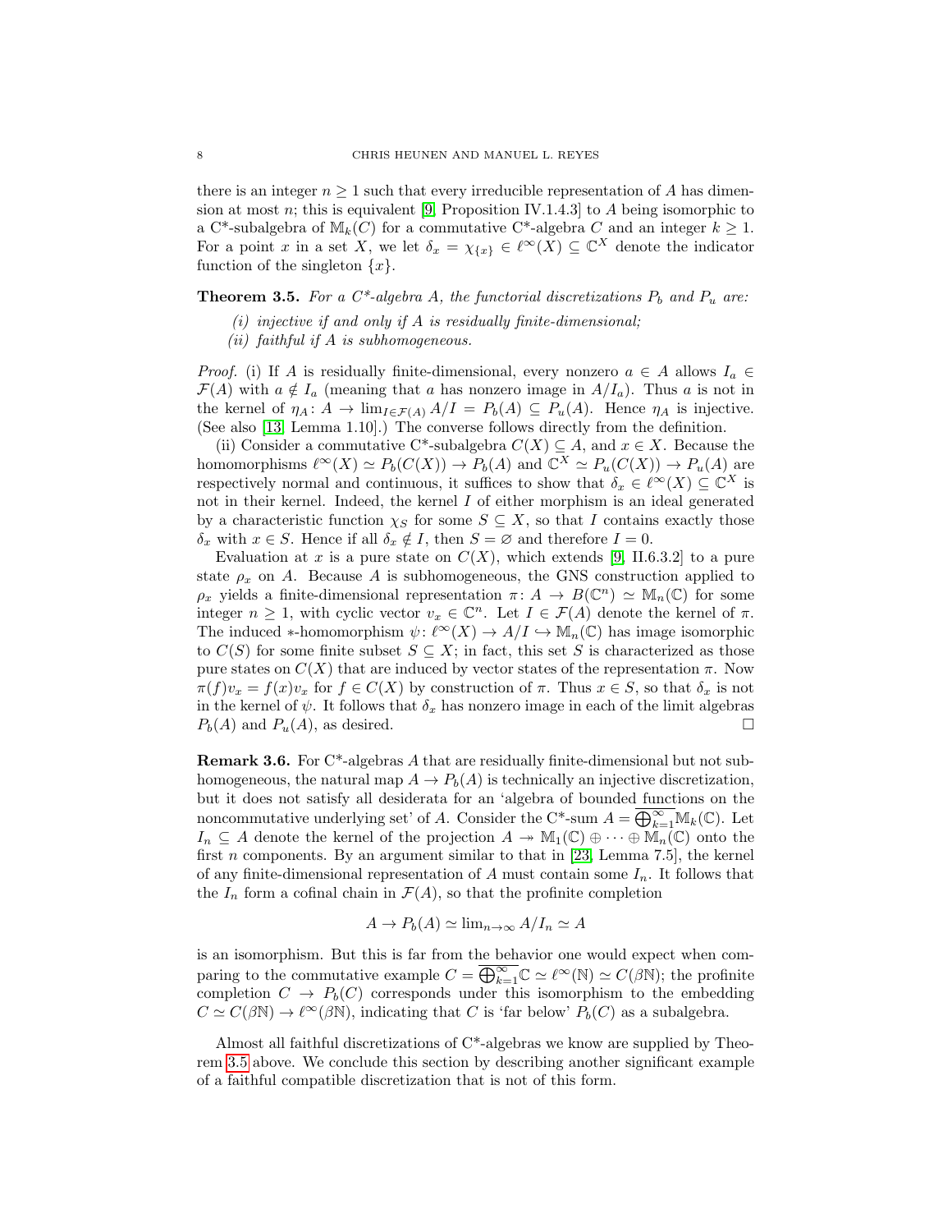there is an integer $n \geq 1$ such that every irreducible representation of $A$ has dimension at most $n$; this is equivalent [9, Proposition IV.1.4.3] to $A$ being isomorphic to a C*-subalgebra of $\mathbb{M}_k(C)$ for a commutative C*-algebra $C$ and an integer $k \geq 1$. For a point $x$ in a set $X$, we let $\delta_x = \chi_{\{x\}} \in \ell^\infty(X) \subseteq \mathbb{C}^X$ denote the indicator function of the singleton $\{x\}$.

**Theorem 3.5.** *For a C\*-algebra $A$, the functorial discretizations $P_b$ and $P_u$ are:*

*(i) injective if and only if $A$ is residually finite-dimensional;*
*(ii) faithful if $A$ is subhomogeneous.*

*Proof.* (i) If $A$ is residually finite-dimensional, every nonzero $a \in A$ allows $I_a \in \mathcal{F}(A)$ with $a \notin I_a$ (meaning that $a$ has nonzero image in $A/I_a$). Thus $a$ is not in the kernel of $\eta_A \colon A \to \lim_{I \in \mathcal{F}(A)} A/I = P_b(A) \subseteq P_u(A)$. Hence $\eta_A$ is injective. (See also [13, Lemma 1.10].) The converse follows directly from the definition.

(ii) Consider a commutative C*-subalgebra $C(X) \subseteq A$, and $x \in X$. Because the homomorphisms $\ell^\infty(X) \simeq P_b(C(X)) \to P_b(A)$ and $\mathbb{C}^X \simeq P_u(C(X)) \to P_u(A)$ are respectively normal and continuous, it suffices to show that $\delta_x \in \ell^\infty(X) \subseteq \mathbb{C}^X$ is not in their kernel. Indeed, the kernel $I$ of either morphism is an ideal generated by a characteristic function $\chi_S$ for some $S \subseteq X$, so that $I$ contains exactly those $\delta_x$ with $x \in S$. Hence if all $\delta_x \notin I$, then $S = \varnothing$ and therefore $I = 0$.

Evaluation at $x$ is a pure state on $C(X)$, which extends [9, II.6.3.2] to a pure state $\rho_x$ on $A$. Because $A$ is subhomogeneous, the GNS construction applied to $\rho_x$ yields a finite-dimensional representation $\pi \colon A \to B(\mathbb{C}^n) \simeq \mathbb{M}_n(\mathbb{C})$ for some integer $n \geq 1$, with cyclic vector $v_x \in \mathbb{C}^n$. Let $I \in \mathcal{F}(A)$ denote the kernel of $\pi$. The induced $*$-homomorphism $\psi \colon \ell^\infty(X) \to A/I \hookrightarrow \mathbb{M}_n(\mathbb{C})$ has image isomorphic to $C(S)$ for some finite subset $S \subseteq X$; in fact, this set $S$ is characterized as those pure states on $C(X)$ that are induced by vector states of the representation $\pi$. Now $\pi(f)v_x = f(x)v_x$ for $f \in C(X)$ by construction of $\pi$. Thus $x \in S$, so that $\delta_x$ is not in the kernel of $\psi$. It follows that $\delta_x$ has nonzero image in each of the limit algebras $P_b(A)$ and $P_u(A)$, as desired. $\square$

**Remark 3.6.** For C*-algebras $A$ that are residually finite-dimensional but not subhomogeneous, the natural map $A \to P_b(A)$ is technically an injective discretization, but it does not satisfy all desiderata for an 'algebra of bounded functions on the noncommutative underlying set' of $A$. Consider the C*-sum $A = \overline{\bigoplus_{k=1}^\infty} \mathbb{M}_k(\mathbb{C})$. Let $I_n \subseteq A$ denote the kernel of the projection $A \twoheadrightarrow \mathbb{M}_1(\mathbb{C}) \oplus \cdots \oplus \mathbb{M}_n(\mathbb{C})$ onto the first $n$ components. By an argument similar to that in [23, Lemma 7.5], the kernel of any finite-dimensional representation of $A$ must contain some $I_n$. It follows that the $I_n$ form a cofinal chain in $\mathcal{F}(A)$, so that the profinite completion

$$A \to P_b(A) \simeq \lim_{n \to \infty} A/I_n \simeq A$$

is an isomorphism. But this is far from the behavior one would expect when comparing to the commutative example $C = \overline{\bigoplus_{k=1}^\infty} \mathbb{C} \simeq \ell^\infty(\mathbb{N}) \simeq C(\beta\mathbb{N})$; the profinite completion $C \to P_b(C)$ corresponds under this isomorphism to the embedding $C \simeq C(\beta\mathbb{N}) \to \ell^\infty(\beta\mathbb{N})$, indicating that $C$ is 'far below' $P_b(C)$ as a subalgebra.

Almost all faithful discretizations of C*-algebras we know are supplied by Theorem 3.5 above. We conclude this section by describing another significant example of a faithful compatible discretization that is not of this form.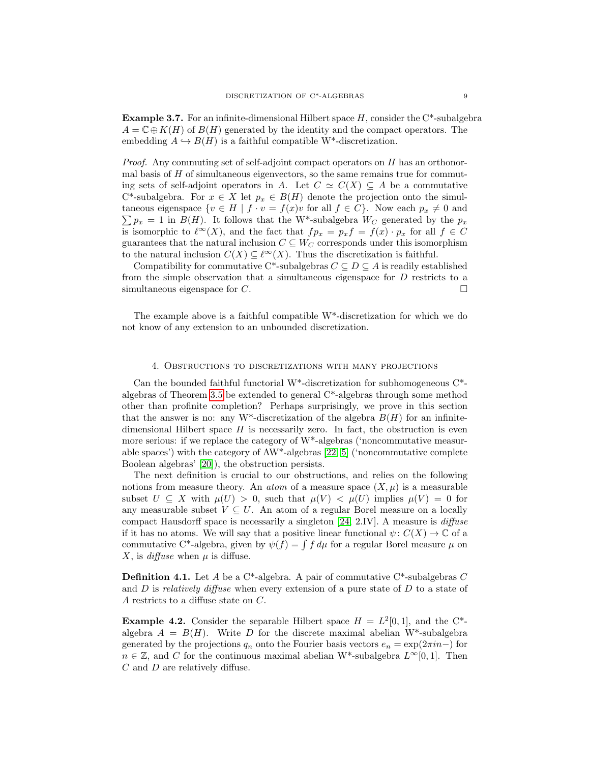**Example 3.7.** For an infinite-dimensional Hilbert space $H$, consider the C*-subalgebra $A = \mathbb{C} \oplus K(H)$ of $B(H)$ generated by the identity and the compact operators. The embedding $A \hookrightarrow B(H)$ is a faithful compatible W*-discretization.

*Proof.* Any commuting set of self-adjoint compact operators on $H$ has an orthonormal basis of $H$ of simultaneous eigenvectors, so the same remains true for commuting sets of self-adjoint operators in $A$. Let $C \simeq C(X) \subseteq A$ be a commutative C*-subalgebra. For $x \in X$ let $p_x \in B(H)$ denote the projection onto the simultaneous eigenspace $\{v \in H \mid f \cdot v = f(x)v \text{ for all } f \in C\}$. Now each $p_x \neq 0$ and $\sum p_x = 1$ in $B(H)$. It follows that the W*-subalgebra $W_C$ generated by the $p_x$ is isomorphic to $\ell^\infty(X)$, and the fact that $fp_x = p_x f = f(x) \cdot p_x$ for all $f \in C$ guarantees that the natural inclusion $C \subseteq W_C$ corresponds under this isomorphism to the natural inclusion $C(X) \subseteq \ell^\infty(X)$. Thus the discretization is faithful.

Compatibility for commutative C*-subalgebras $C \subseteq D \subseteq A$ is readily established from the simple observation that a simultaneous eigenspace for $D$ restricts to a simultaneous eigenspace for $C$. $\square$

The example above is a faithful compatible W*-discretization for which we do not know of any extension to an unbounded discretization.

## 4. Obstructions to discretizations with many projections

Can the bounded faithful functorial W*-discretization for subhomogeneous C*-algebras of Theorem 3.5 be extended to general C*-algebras through some method other than profinite completion? Perhaps surprisingly, we prove in this section that the answer is no: any W*-discretization of the algebra $B(H)$ for an infinite-dimensional Hilbert space $H$ is necessarily zero. In fact, the obstruction is even more serious: if we replace the category of W*-algebras ('noncommutative measurable spaces') with the category of AW*-algebras [22, 5] ('noncommutative complete Boolean algebras' [20]), the obstruction persists.

The next definition is crucial to our obstructions, and relies on the following notions from measure theory. An *atom* of a measure space $(X, \mu)$ is a measurable subset $U \subseteq X$ with $\mu(U) > 0$, such that $\mu(V) < \mu(U)$ implies $\mu(V) = 0$ for any measurable subset $V \subseteq U$. An atom of a regular Borel measure on a locally compact Hausdorff space is necessarily a singleton [24, 2.IV]. A measure is *diffuse* if it has no atoms. We will say that a positive linear functional $\psi \colon C(X) \to \mathbb{C}$ of a commutative C*-algebra, given by $\psi(f) = \int f \, d\mu$ for a regular Borel measure $\mu$ on $X$, is *diffuse* when $\mu$ is diffuse.

**Definition 4.1.** Let $A$ be a C*-algebra. A pair of commutative C*-subalgebras $C$ and $D$ is *relatively diffuse* when every extension of a pure state of $D$ to a state of $A$ restricts to a diffuse state on $C$.

**Example 4.2.** Consider the separable Hilbert space $H = L^2[0,1]$, and the C*-algebra $A = B(H)$. Write $D$ for the discrete maximal abelian W*-subalgebra generated by the projections $q_n$ onto the Fourier basis vectors $e_n = \exp(2\pi i n -)$ for $n \in \mathbb{Z}$, and $C$ for the continuous maximal abelian W*-subalgebra $L^\infty[0,1]$. Then $C$ and $D$ are relatively diffuse.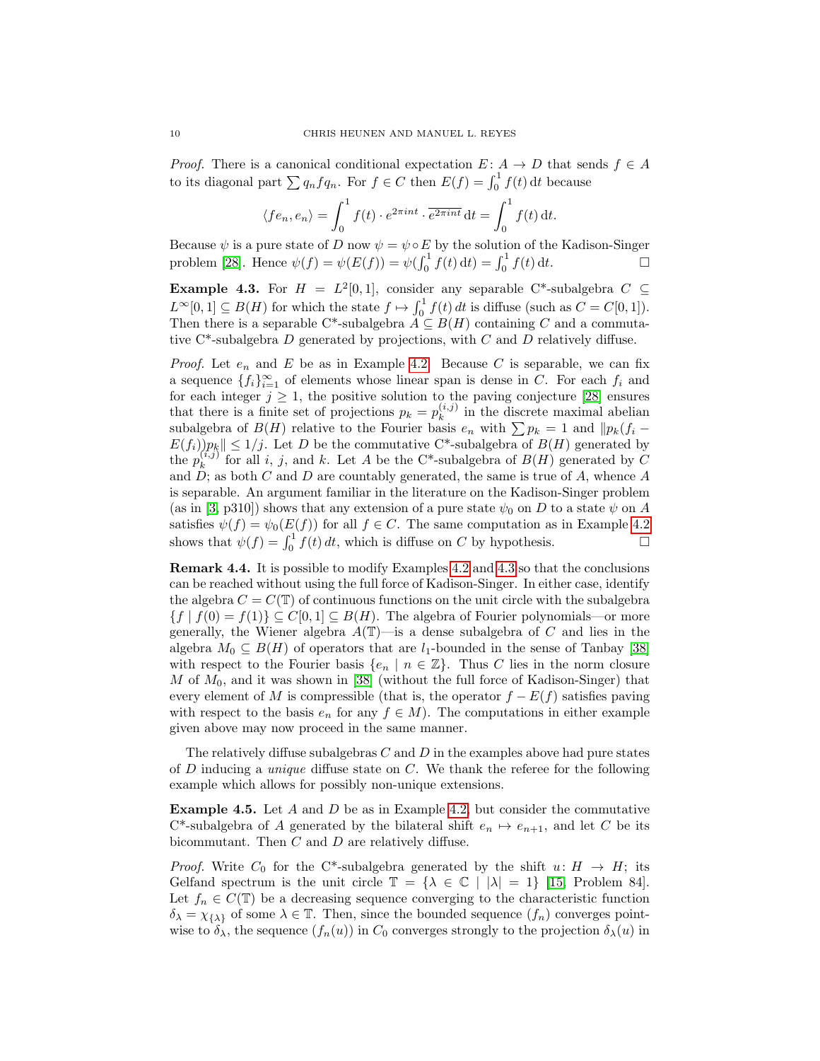*Proof.* There is a canonical conditional expectation $E\colon A \to D$ that sends $f \in A$ to its diagonal part $\sum q_n f q_n$. For $f \in C$ then $E(f) = \int_0^1 f(t)\,\mathrm{d}t$ because

$$\langle f e_n, e_n \rangle = \int_0^1 f(t) \cdot e^{2\pi i n t} \cdot \overline{e^{2\pi i n t}}\,\mathrm{d}t = \int_0^1 f(t)\,\mathrm{d}t.$$

Because $\psi$ is a pure state of $D$ now $\psi = \psi \circ E$ by the solution of the Kadison-Singer problem [28]. Hence $\psi(f) = \psi(E(f)) = \psi(\int_0^1 f(t)\,\mathrm{d}t) = \int_0^1 f(t)\,\mathrm{d}t$. □

**Example 4.3.** For $H = L^2[0,1]$, consider any separable C\*-subalgebra $C \subseteq L^\infty[0,1] \subseteq B(H)$ for which the state $f \mapsto \int_0^1 f(t)\,dt$ is diffuse (such as $C = C[0,1]$). Then there is a separable C\*-subalgebra $A \subseteq B(H)$ containing $C$ and a commutative C\*-subalgebra $D$ generated by projections, with $C$ and $D$ relatively diffuse.

*Proof.* Let $e_n$ and $E$ be as in Example 4.2. Because $C$ is separable, we can fix a sequence $\{f_i\}_{i=1}^\infty$ of elements whose linear span is dense in $C$. For each $f_i$ and for each integer $j \geq 1$, the positive solution to the paving conjecture [28] ensures that there is a finite set of projections $p_k = p_k^{(i,j)}$ in the discrete maximal abelian subalgebra of $B(H)$ relative to the Fourier basis $e_n$ with $\sum p_k = 1$ and $\|p_k(f_i - E(f_i))p_k\| \leq 1/j$. Let $D$ be the commutative C\*-subalgebra of $B(H)$ generated by the $p_k^{(i,j)}$ for all $i$, $j$, and $k$. Let $A$ be the C\*-subalgebra of $B(H)$ generated by $C$ and $D$; as both $C$ and $D$ are countably generated, the same is true of $A$, whence $A$ is separable. An argument familiar in the literature on the Kadison-Singer problem (as in [3, p310]) shows that any extension of a pure state $\psi_0$ on $D$ to a state $\psi$ on $A$ satisfies $\psi(f) = \psi_0(E(f))$ for all $f \in C$. The same computation as in Example 4.2 shows that $\psi(f) = \int_0^1 f(t)\,dt$, which is diffuse on $C$ by hypothesis. □

**Remark 4.4.** It is possible to modify Examples 4.2 and 4.3 so that the conclusions can be reached without using the full force of Kadison-Singer. In either case, identify the algebra $C = C(\mathbb{T})$ of continuous functions on the unit circle with the subalgebra $\{f \mid f(0) = f(1)\} \subseteq C[0,1] \subseteq B(H)$. The algebra of Fourier polynomials—or more generally, the Wiener algebra $A(\mathbb{T})$—is a dense subalgebra of $C$ and lies in the algebra $M_0 \subseteq B(H)$ of operators that are $l_1$-bounded in the sense of Tanbay [38] with respect to the Fourier basis $\{e_n \mid n \in \mathbb{Z}\}$. Thus $C$ lies in the norm closure $M$ of $M_0$, and it was shown in [38] (without the full force of Kadison-Singer) that every element of $M$ is compressible (that is, the operator $f - E(f)$ satisfies paving with respect to the basis $e_n$ for any $f \in M$). The computations in either example given above may now proceed in the same manner.

The relatively diffuse subalgebras $C$ and $D$ in the examples above had pure states of $D$ inducing a *unique* diffuse state on $C$. We thank the referee for the following example which allows for possibly non-unique extensions.

**Example 4.5.** Let $A$ and $D$ be as in Example 4.2, but consider the commutative C\*-subalgebra of $A$ generated by the bilateral shift $e_n \mapsto e_{n+1}$, and let $C$ be its bicommutant. Then $C$ and $D$ are relatively diffuse.

*Proof.* Write $C_0$ for the C\*-subalgebra generated by the shift $u\colon H \to H$; its Gelfand spectrum is the unit circle $\mathbb{T} = \{\lambda \in \mathbb{C} \mid |\lambda| = 1\}$ [15, Problem 84]. Let $f_n \in C(\mathbb{T})$ be a decreasing sequence converging to the characteristic function $\delta_\lambda = \chi_{\{\lambda\}}$ of some $\lambda \in \mathbb{T}$. Then, since the bounded sequence $(f_n)$ converges pointwise to $\delta_\lambda$, the sequence $(f_n(u))$ in $C_0$ converges strongly to the projection $\delta_\lambda(u)$ in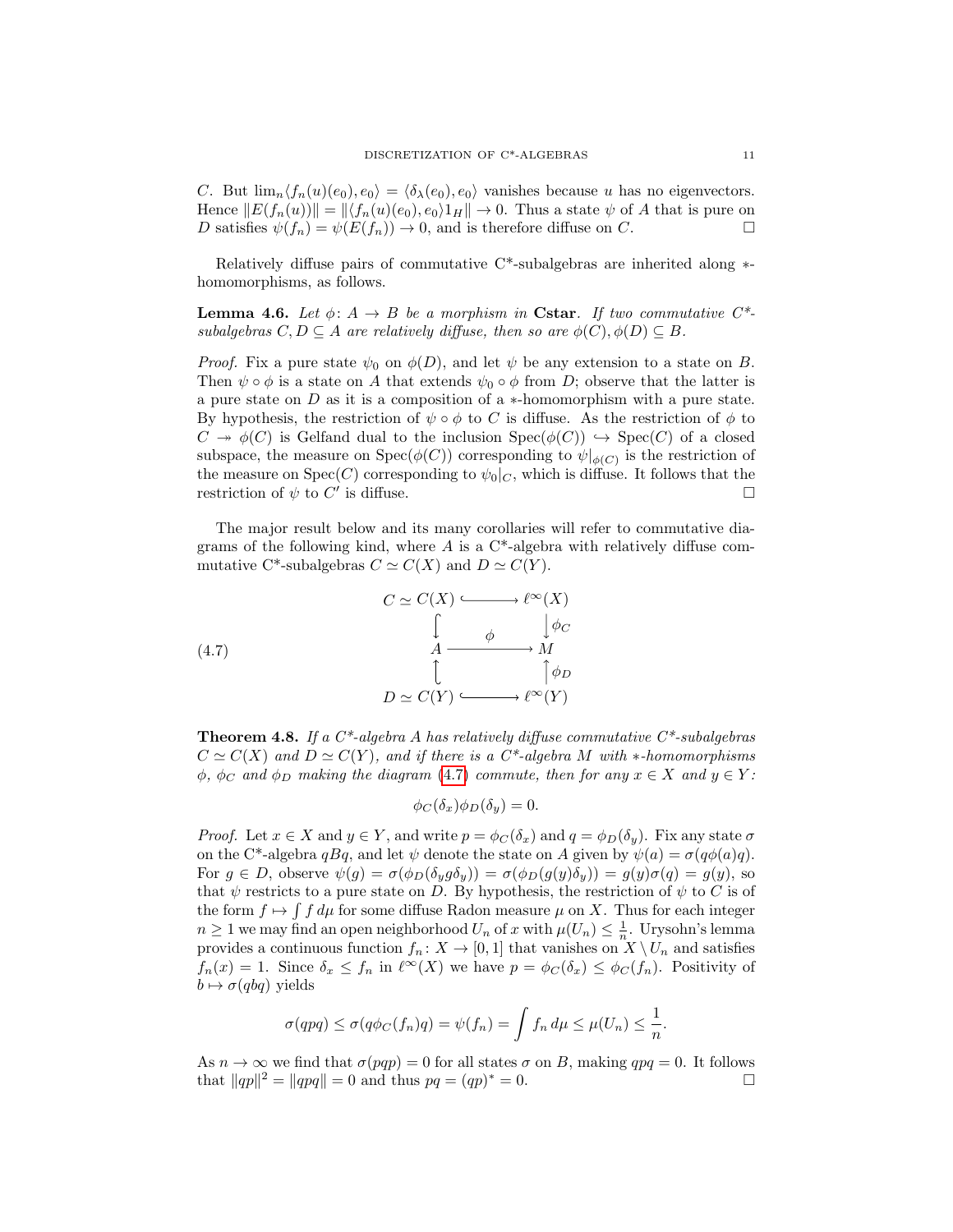$C$. But $\lim_n \langle f_n(u)(e_0), e_0\rangle = \langle \delta_\lambda(e_0), e_0\rangle$ vanishes because $u$ has no eigenvectors. Hence $\|E(f_n(u))\| = \|\langle f_n(u)(e_0), e_0\rangle 1_H\| \to 0$. Thus a state $\psi$ of $A$ that is pure on $D$ satisfies $\psi(f_n) = \psi(E(f_n)) \to 0$, and is therefore diffuse on $C$. $\square$

Relatively diffuse pairs of commutative C*-subalgebras are inherited along $*$-homomorphisms, as follows.

**Lemma 4.6.** *Let $\phi\colon A \to B$ be a morphism in* **Cstar**. *If two commutative C\*-subalgebras $C, D \subseteq A$ are relatively diffuse, then so are $\phi(C), \phi(D) \subseteq B$.*

*Proof.* Fix a pure state $\psi_0$ on $\phi(D)$, and let $\psi$ be any extension to a state on $B$. Then $\psi \circ \phi$ is a state on $A$ that extends $\psi_0 \circ \phi$ from $D$; observe that the latter is a pure state on $D$ as it is a composition of a $*$-homomorphism with a pure state. By hypothesis, the restriction of $\psi \circ \phi$ to $C$ is diffuse. As the restriction of $\phi$ to $C \twoheadrightarrow \phi(C)$ is Gelfand dual to the inclusion $\mathrm{Spec}(\phi(C)) \hookrightarrow \mathrm{Spec}(C)$ of a closed subspace, the measure on $\mathrm{Spec}(\phi(C))$ corresponding to $\psi|_{\phi(C)}$ is the restriction of the measure on $\mathrm{Spec}(C)$ corresponding to $\psi_0|_C$, which is diffuse. It follows that the restriction of $\psi$ to $C'$ is diffuse. $\square$

The major result below and its many corollaries will refer to commutative diagrams of the following kind, where $A$ is a C*-algebra with relatively diffuse commutative C*-subalgebras $C \simeq C(X)$ and $D \simeq C(Y)$.

$$
\begin{array}{ccc}
C \simeq C(X) & \hookrightarrow & \ell^\infty(X) \\
\downarrow & & \downarrow \phi_C \\
A & \xrightarrow{\ \phi\ } & M \\
\uparrow & & \uparrow \phi_D \\
D \simeq C(Y) & \hookrightarrow & \ell^\infty(Y)
\end{array}
\tag{4.7}
$$

**Theorem 4.8.** *If a C\*-algebra $A$ has relatively diffuse commutative C\*-subalgebras $C \simeq C(X)$ and $D \simeq C(Y)$, and if there is a C\*-algebra $M$ with $*$-homomorphisms $\phi$, $\phi_C$ and $\phi_D$ making the diagram (4.7) commute, then for any $x \in X$ and $y \in Y$:*

$$\phi_C(\delta_x)\phi_D(\delta_y) = 0.$$

*Proof.* Let $x \in X$ and $y \in Y$, and write $p = \phi_C(\delta_x)$ and $q = \phi_D(\delta_y)$. Fix any state $\sigma$ on the C*-algebra $qBq$, and let $\psi$ denote the state on $A$ given by $\psi(a) = \sigma(q\phi(a)q)$. For $g \in D$, observe $\psi(g) = \sigma(\phi_D(\delta_y g \delta_y)) = \sigma(\phi_D(g(y)\delta_y)) = g(y)\sigma(q) = g(y)$, so that $\psi$ restricts to a pure state on $D$. By hypothesis, the restriction of $\psi$ to $C$ is of the form $f \mapsto \int f\, d\mu$ for some diffuse Radon measure $\mu$ on $X$. Thus for each integer $n \geq 1$ we may find an open neighborhood $U_n$ of $x$ with $\mu(U_n) \leq \frac{1}{n}$. Urysohn's lemma provides a continuous function $f_n\colon X \to [0,1]$ that vanishes on $X \setminus U_n$ and satisfies $f_n(x) = 1$. Since $\delta_x \leq f_n$ in $\ell^\infty(X)$ we have $p = \phi_C(\delta_x) \leq \phi_C(f_n)$. Positivity of $b \mapsto \sigma(qbq)$ yields

$$\sigma(qpq) \leq \sigma(q\phi_C(f_n)q) = \psi(f_n) = \int f_n\, d\mu \leq \mu(U_n) \leq \frac{1}{n}.$$

As $n \to \infty$ we find that $\sigma(pqp) = 0$ for all states $\sigma$ on $B$, making $qpq = 0$. It follows that $\|qp\|^2 = \|qpq\| = 0$ and thus $pq = (qp)^* = 0$. $\square$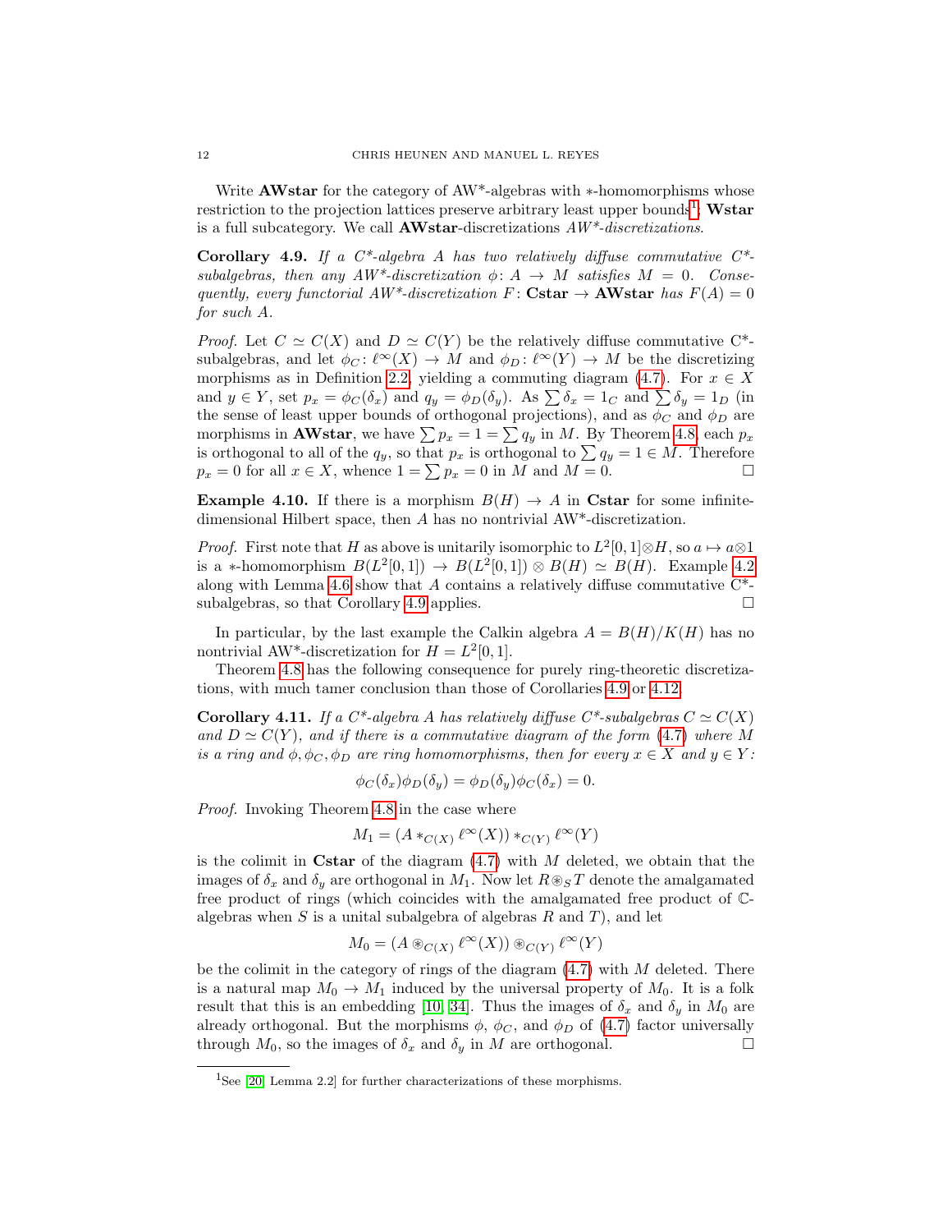Write **AWstar** for the category of AW*-algebras with $*$-homomorphisms whose restriction to the projection lattices preserve arbitrary least upper bounds[1]; **Wstar** is a full subcategory. We call **AWstar**-discretizations *AW\*-discretizations.*

**Corollary 4.9.** *If a C\*-algebra $A$ has two relatively diffuse commutative C\*-subalgebras, then any AW\*-discretization $\phi\colon A \to M$ satisfies $M = 0$. Consequently, every functorial AW\*-discretization $F\colon$ **Cstar** $\to$ **AWstar** has $F(A) = 0$ for such $A$.*

*Proof.* Let $C \simeq C(X)$ and $D \simeq C(Y)$ be the relatively diffuse commutative C\*-subalgebras, and let $\phi_C\colon \ell^\infty(X) \to M$ and $\phi_D\colon \ell^\infty(Y) \to M$ be the discretizing morphisms as in Definition 2.2, yielding a commuting diagram (4.7). For $x \in X$ and $y \in Y$, set $p_x = \phi_C(\delta_x)$ and $q_y = \phi_D(\delta_y)$. As $\sum \delta_x = 1_C$ and $\sum \delta_y = 1_D$ (in the sense of least upper bounds of orthogonal projections), and as $\phi_C$ and $\phi_D$ are morphisms in **AWstar**, we have $\sum p_x = 1 = \sum q_y$ in $M$. By Theorem 4.8, each $p_x$ is orthogonal to all of the $q_y$, so that $p_x$ is orthogonal to $\sum q_y = 1 \in M$. Therefore $p_x = 0$ for all $x \in X$, whence $1 = \sum p_x = 0$ in $M$ and $M = 0$. $\square$

**Example 4.10.** If there is a morphism $B(H) \to A$ in **Cstar** for some infinite-dimensional Hilbert space, then $A$ has no nontrivial AW\*-discretization.

*Proof.* First note that $H$ as above is unitarily isomorphic to $L^2[0,1] \otimes H$, so $a \mapsto a \otimes 1$ is a $*$-homomorphism $B(L^2[0,1]) \to B(L^2[0,1]) \otimes B(H) \simeq B(H)$. Example 4.2 along with Lemma 4.6 show that $A$ contains a relatively diffuse commutative C\*-subalgebras, so that Corollary 4.9 applies. $\square$

In particular, by the last example the Calkin algebra $A = B(H)/K(H)$ has no nontrivial AW\*-discretization for $H = L^2[0,1]$.

Theorem 4.8 has the following consequence for purely ring-theoretic discretizations, with much tamer conclusion than those of Corollaries 4.9 or 4.12.

**Corollary 4.11.** *If a C\*-algebra $A$ has relatively diffuse C\*-subalgebras $C \simeq C(X)$ and $D \simeq C(Y)$, and if there is a commutative diagram of the form (4.7) where $M$ is a ring and $\phi, \phi_C, \phi_D$ are ring homomorphisms, then for every $x \in X$ and $y \in Y$:*

$$\phi_C(\delta_x)\phi_D(\delta_y) = \phi_D(\delta_y)\phi_C(\delta_x) = 0.$$

*Proof.* Invoking Theorem 4.8 in the case where

$$M_1 = (A *_{C(X)} \ell^\infty(X)) *_{C(Y)} \ell^\infty(Y)$$

is the colimit in **Cstar** of the diagram (4.7) with $M$ deleted, we obtain that the images of $\delta_x$ and $\delta_y$ are orthogonal in $M_1$. Now let $R \circledast_S T$ denote the amalgamated free product of rings (which coincides with the amalgamated free product of $\mathbb{C}$-algebras when $S$ is a unital subalgebra of algebras $R$ and $T$), and let

$$M_0 = (A \circledast_{C(X)} \ell^\infty(X)) \circledast_{C(Y)} \ell^\infty(Y)$$

be the colimit in the category of rings of the diagram (4.7) with $M$ deleted. There is a natural map $M_0 \to M_1$ induced by the universal property of $M_0$. It is a folk result that this is an embedding [10, 34]. Thus the images of $\delta_x$ and $\delta_y$ in $M_0$ are already orthogonal. But the morphisms $\phi$, $\phi_C$, and $\phi_D$ of (4.7) factor universally through $M_0$, so the images of $\delta_x$ and $\delta_y$ in $M$ are orthogonal. $\square$

---

[1] See [20, Lemma 2.2] for further characterizations of these morphisms.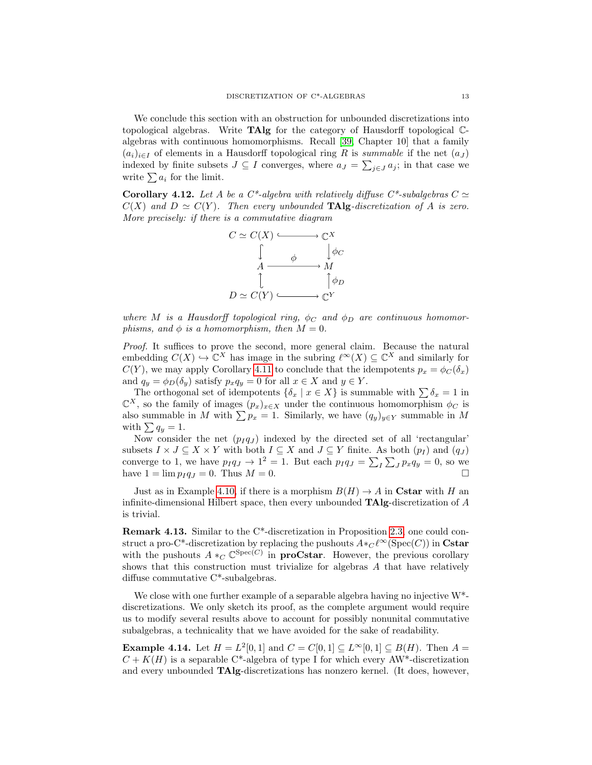We conclude this section with an obstruction for unbounded discretizations into topological algebras. Write **TAlg** for the category of Hausdorff topological $\mathbb{C}$-algebras with continuous homomorphisms. Recall [39, Chapter 10] that a family $(a_i)_{i\in I}$ of elements in a Hausdorff topological ring $R$ is *summable* if the net $(a_J)$ indexed by finite subsets $J \subseteq I$ converges, where $a_J = \sum_{j\in J} a_j$; in that case we write $\sum a_i$ for the limit.

**Corollary 4.12.** *Let $A$ be a C\*-algebra with relatively diffuse C\*-subalgebras $C \simeq C(X)$ and $D \simeq C(Y)$. Then every unbounded* **TAlg***-discretization of $A$ is zero. More precisely: if there is a commutative diagram*

$$\begin{array}{ccc}
C \simeq C(X) & \hookrightarrow & \mathbb{C}^X \\
\downarrow & & \downarrow \phi_C \\
A & \xrightarrow{\quad\phi\quad} & M \\
\uparrow & & \uparrow \phi_D \\
D \simeq C(Y) & \hookrightarrow & \mathbb{C}^Y
\end{array}$$

*where $M$ is a Hausdorff topological ring, $\phi_C$ and $\phi_D$ are continuous homomorphisms, and $\phi$ is a homomorphism, then $M = 0$.*

*Proof.* It suffices to prove the second, more general claim. Because the natural embedding $C(X) \hookrightarrow \mathbb{C}^X$ has image in the subring $\ell^\infty(X) \subseteq \mathbb{C}^X$ and similarly for $C(Y)$, we may apply Corollary 4.11 to conclude that the idempotents $p_x = \phi_C(\delta_x)$ and $q_y = \phi_D(\delta_y)$ satisfy $p_x q_y = 0$ for all $x \in X$ and $y \in Y$.

The orthogonal set of idempotents $\{\delta_x \mid x \in X\}$ is summable with $\sum \delta_x = 1$ in $\mathbb{C}^X$, so the family of images $(p_x)_{x\in X}$ under the continuous homomorphism $\phi_C$ is also summable in $M$ with $\sum p_x = 1$. Similarly, we have $(q_y)_{y\in Y}$ summable in $M$ with $\sum q_y = 1$.

Now consider the net $(p_I q_J)$ indexed by the directed set of all 'rectangular' subsets $I \times J \subseteq X \times Y$ with both $I \subseteq X$ and $J \subseteq Y$ finite. As both $(p_I)$ and $(q_J)$ converge to 1, we have $p_I q_J \to 1^2 = 1$. But each $p_I q_J = \sum_I \sum_J p_x q_y = 0$, so we have $1 = \lim p_I q_J = 0$. Thus $M = 0$. □

Just as in Example 4.10, if there is a morphism $B(H) \to A$ in **Cstar** with $H$ an infinite-dimensional Hilbert space, then every unbounded **TAlg**-discretization of $A$ is trivial.

**Remark 4.13.** Similar to the C\*-discretization in Proposition 2.3, one could construct a pro-C\*-discretization by replacing the pushouts $A *_C \ell^\infty(\mathrm{Spec}(C))$ in **Cstar** with the pushouts $A *_C \mathbb{C}^{\mathrm{Spec}(C)}$ in **proCstar**. However, the previous corollary shows that this construction must trivialize for algebras $A$ that have relatively diffuse commutative C\*-subalgebras.

We close with one further example of a separable algebra having no injective W\*-discretizations. We only sketch its proof, as the complete argument would require us to modify several results above to account for possibly nonunital commutative subalgebras, a technicality that we have avoided for the sake of readability.

**Example 4.14.** Let $H = L^2[0,1]$ and $C = C[0,1] \subseteq L^\infty[0,1] \subseteq B(H)$. Then $A = C + K(H)$ is a separable C\*-algebra of type I for which every AW\*-discretization and every unbounded **TAlg**-discretizations has nonzero kernel. (It does, however,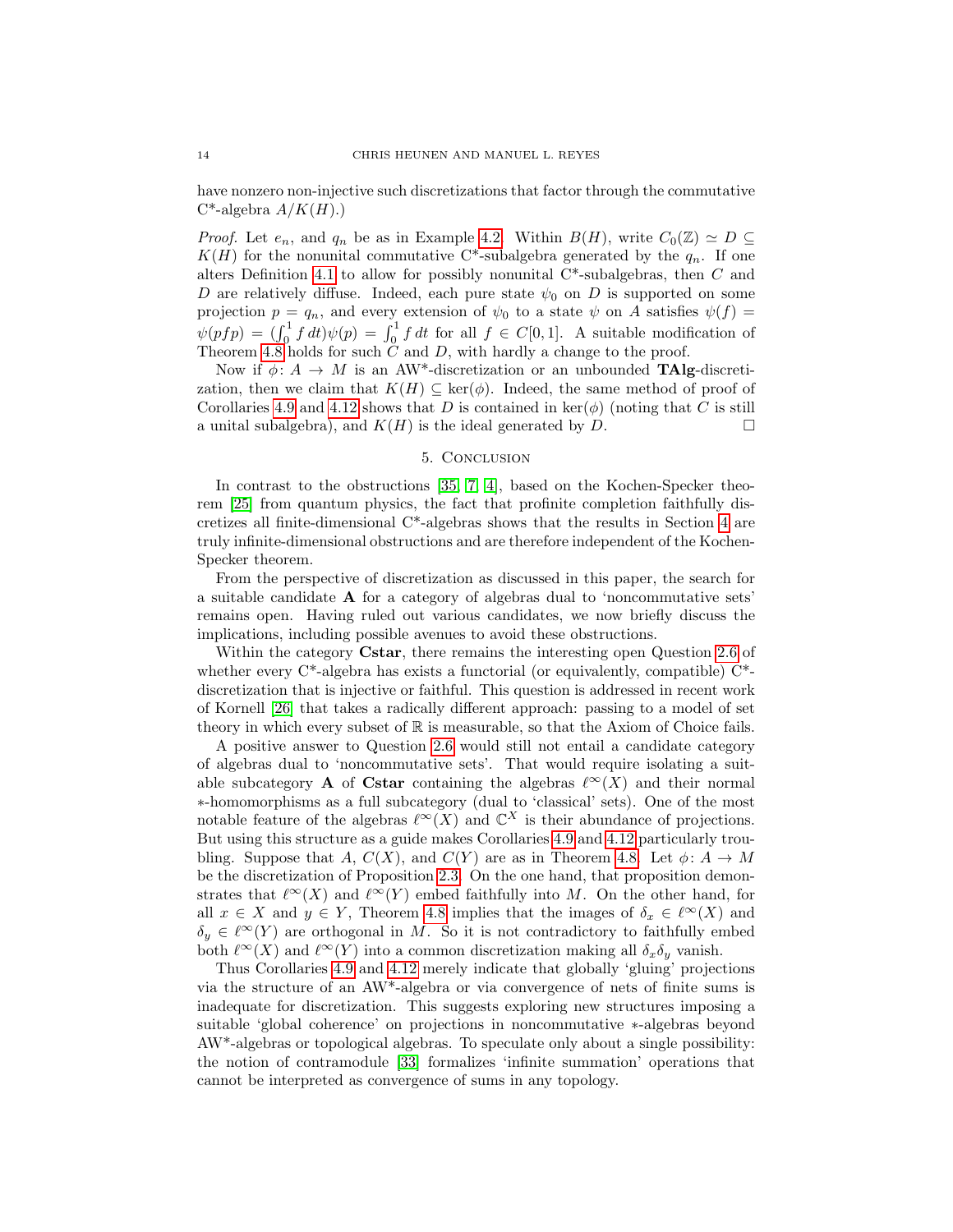have nonzero non-injective such discretizations that factor through the commutative C*-algebra $A/K(H)$.)

*Proof.* Let $e_n$, and $q_n$ be as in Example 4.2. Within $B(H)$, write $C_0(\mathbb{Z}) \simeq D \subseteq K(H)$ for the nonunital commutative C*-subalgebra generated by the $q_n$. If one alters Definition 4.1 to allow for possibly nonunital C*-subalgebras, then $C$ and $D$ are relatively diffuse. Indeed, each pure state $\psi_0$ on $D$ is supported on some projection $p = q_n$, and every extension of $\psi_0$ to a state $\psi$ on $A$ satisfies $\psi(f) = \psi(pfp) = (\int_0^1 f\, dt)\psi(p) = \int_0^1 f\, dt$ for all $f \in C[0,1]$. A suitable modification of Theorem 4.8 holds for such $C$ and $D$, with hardly a change to the proof.

Now if $\phi\colon A \to M$ is an AW*-discretization or an unbounded **TAlg**-discretization, then we claim that $K(H) \subseteq \ker(\phi)$. Indeed, the same method of proof of Corollaries 4.9 and 4.12 shows that $D$ is contained in $\ker(\phi)$ (noting that $C$ is still a unital subalgebra), and $K(H)$ is the ideal generated by $D$. □

## 5. Conclusion

In contrast to the obstructions [35, 7, 4], based on the Kochen-Specker theorem [25] from quantum physics, the fact that profinite completion faithfully discretizes all finite-dimensional C*-algebras shows that the results in Section 4 are truly infinite-dimensional obstructions and are therefore independent of the Kochen-Specker theorem.

From the perspective of discretization as discussed in this paper, the search for a suitable candidate **A** for a category of algebras dual to 'noncommutative sets' remains open. Having ruled out various candidates, we now briefly discuss the implications, including possible avenues to avoid these obstructions.

Within the category **Cstar**, there remains the interesting open Question 2.6 of whether every C*-algebra has exists a functorial (or equivalently, compatible) C*-discretization that is injective or faithful. This question is addressed in recent work of Kornell [26] that takes a radically different approach: passing to a model of set theory in which every subset of $\mathbb{R}$ is measurable, so that the Axiom of Choice fails.

A positive answer to Question 2.6 would still not entail a candidate category of algebras dual to 'noncommutative sets'. That would require isolating a suitable subcategory **A** of **Cstar** containing the algebras $\ell^\infty(X)$ and their normal $*$-homomorphisms as a full subcategory (dual to 'classical' sets). One of the most notable feature of the algebras $\ell^\infty(X)$ and $\mathbb{C}^X$ is their abundance of projections. But using this structure as a guide makes Corollaries 4.9 and 4.12 particularly troubling. Suppose that $A$, $C(X)$, and $C(Y)$ are as in Theorem 4.8. Let $\phi\colon A \to M$ be the discretization of Proposition 2.3. On the one hand, that proposition demonstrates that $\ell^\infty(X)$ and $\ell^\infty(Y)$ embed faithfully into $M$. On the other hand, for all $x \in X$ and $y \in Y$, Theorem 4.8 implies that the images of $\delta_x \in \ell^\infty(X)$ and $\delta_y \in \ell^\infty(Y)$ are orthogonal in $M$. So it is not contradictory to faithfully embed both $\ell^\infty(X)$ and $\ell^\infty(Y)$ into a common discretization making all $\delta_x\delta_y$ vanish.

Thus Corollaries 4.9 and 4.12 merely indicate that globally 'gluing' projections via the structure of an AW*-algebra or via convergence of nets of finite sums is inadequate for discretization. This suggests exploring new structures imposing a suitable 'global coherence' on projections in noncommutative $*$-algebras beyond AW*-algebras or topological algebras. To speculate only about a single possibility: the notion of contramodule [33] formalizes 'infinite summation' operations that cannot be interpreted as convergence of sums in any topology.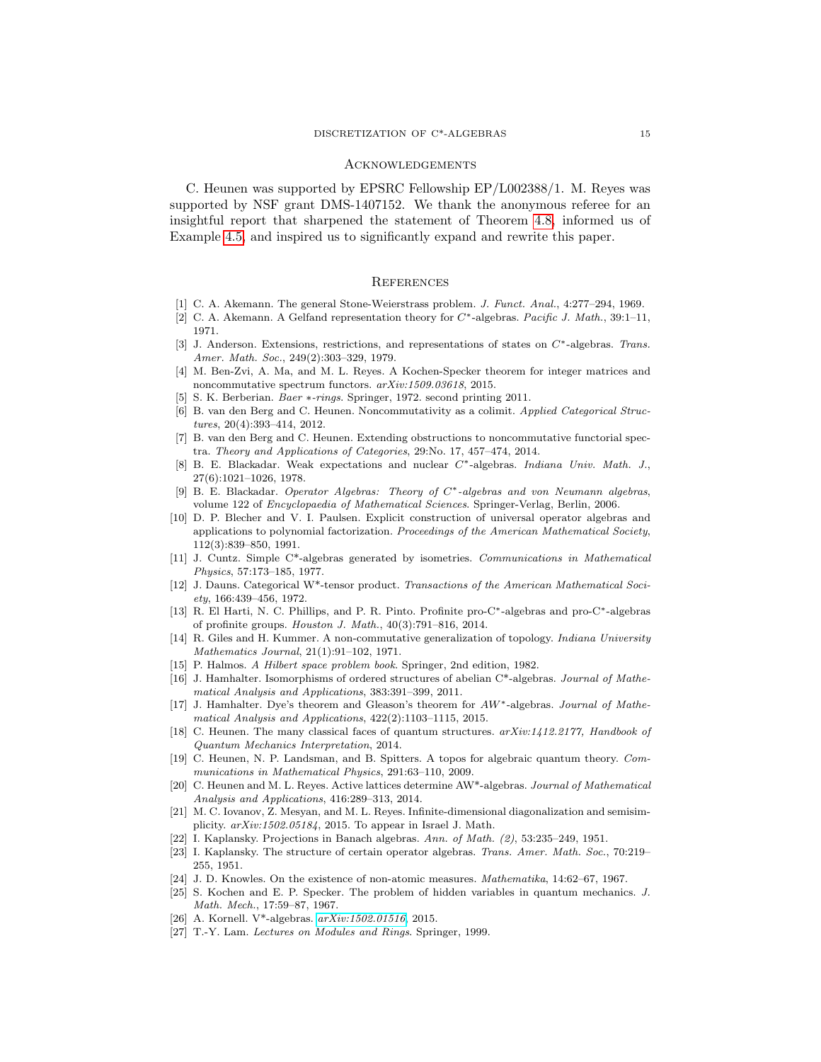## Acknowledgements

C. Heunen was supported by EPSRC Fellowship EP/L002388/1. M. Reyes was supported by NSF grant DMS-1407152. We thank the anonymous referee for an insightful report that sharpened the statement of Theorem 4.8, informed us of Example 4.5, and inspired us to significantly expand and rewrite this paper.

## References

[1] C. A. Akemann. The general Stone-Weierstrass problem. *J. Funct. Anal.*, 4:277–294, 1969.

[2] C. A. Akemann. A Gelfand representation theory for $C^*$-algebras. *Pacific J. Math.*, 39:1–11, 1971.

[3] J. Anderson. Extensions, restrictions, and representations of states on $C^*$-algebras. *Trans. Amer. Math. Soc.*, 249(2):303–329, 1979.

[4] M. Ben-Zvi, A. Ma, and M. L. Reyes. A Kochen-Specker theorem for integer matrices and noncommutative spectrum functors. *arXiv:1509.03618*, 2015.

[5] S. K. Berberian. *Baer ∗-rings.* Springer, 1972. second printing 2011.

[6] B. van den Berg and C. Heunen. Noncommutativity as a colimit. *Applied Categorical Structures*, 20(4):393–414, 2012.

[7] B. van den Berg and C. Heunen. Extending obstructions to noncommutative functorial spectra. *Theory and Applications of Categories*, 29:No. 17, 457–474, 2014.

[8] B. E. Blackadar. Weak expectations and nuclear $C^*$-algebras. *Indiana Univ. Math. J.*, 27(6):1021–1026, 1978.

[9] B. E. Blackadar. *Operator Algebras: Theory of $C^*$-algebras and von Neumann algebras*, volume 122 of *Encyclopaedia of Mathematical Sciences*. Springer-Verlag, Berlin, 2006.

[10] D. P. Blecher and V. I. Paulsen. Explicit construction of universal operator algebras and applications to polynomial factorization. *Proceedings of the American Mathematical Society*, 112(3):839–850, 1991.

[11] J. Cuntz. Simple C*-algebras generated by isometries. *Communications in Mathematical Physics*, 57:173–185, 1977.

[12] J. Dauns. Categorical W*-tensor product. *Transactions of the American Mathematical Society*, 166:439–456, 1972.

[13] R. El Harti, N. C. Phillips, and P. R. Pinto. Profinite pro-C*-algebras and pro-C*-algebras of profinite groups. *Houston J. Math.*, 40(3):791–816, 2014.

[14] R. Giles and H. Kummer. A non-commutative generalization of topology. *Indiana University Mathematics Journal*, 21(1):91–102, 1971.

[15] P. Halmos. *A Hilbert space problem book*. Springer, 2nd edition, 1982.

[16] J. Hamhalter. Isomorphisms of ordered structures of abelian C*-algebras. *Journal of Mathematical Analysis and Applications*, 383:391–399, 2011.

[17] J. Hamhalter. Dye's theorem and Gleason's theorem for $AW^*$-algebras. *Journal of Mathematical Analysis and Applications*, 422(2):1103–1115, 2015.

[18] C. Heunen. The many classical faces of quantum structures. *arXiv:1412.2177, Handbook of Quantum Mechanics Interpretation*, 2014.

[19] C. Heunen, N. P. Landsman, and B. Spitters. A topos for algebraic quantum theory. *Communications in Mathematical Physics*, 291:63–110, 2009.

[20] C. Heunen and M. L. Reyes. Active lattices determine AW*-algebras. *Journal of Mathematical Analysis and Applications*, 416:289–313, 2014.

[21] M. C. Iovanov, Z. Mesyan, and M. L. Reyes. Infinite-dimensional diagonalization and semisimplicity. *arXiv:1502.05184*, 2015. To appear in Israel J. Math.

[22] I. Kaplansky. Projections in Banach algebras. *Ann. of Math. (2)*, 53:235–249, 1951.

[23] I. Kaplansky. The structure of certain operator algebras. *Trans. Amer. Math. Soc.*, 70:219–255, 1951.

[24] J. D. Knowles. On the existence of non-atomic measures. *Mathematika*, 14:62–67, 1967.

[25] S. Kochen and E. P. Specker. The problem of hidden variables in quantum mechanics. *J. Math. Mech.*, 17:59–87, 1967.

[26] A. Kornell. V*-algebras. *arXiv:1502.01516*, 2015.

[27] T.-Y. Lam. *Lectures on Modules and Rings*. Springer, 1999.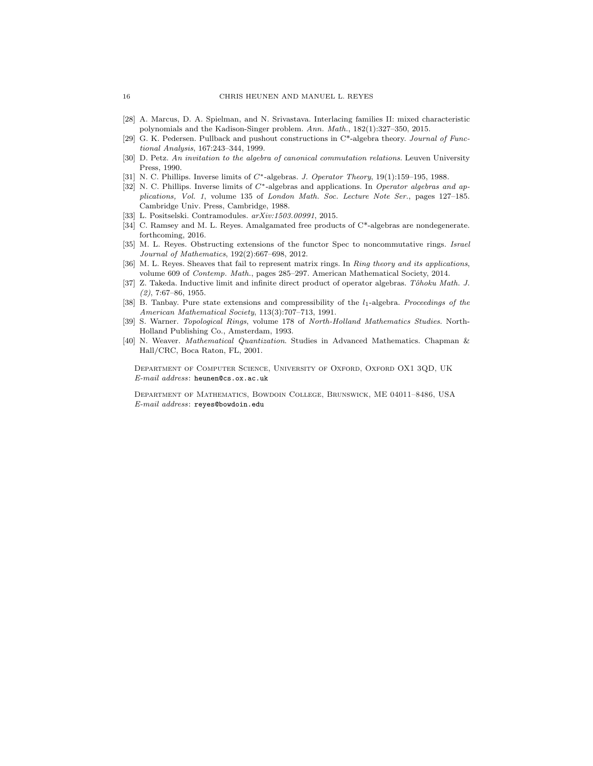[28] A. Marcus, D. A. Spielman, and N. Srivastava. Interlacing families II: mixed characteristic polynomials and the Kadison-Singer problem. *Ann. Math.*, 182(1):327–350, 2015.

[29] G. K. Pedersen. Pullback and pushout constructions in C*-algebra theory. *Journal of Functional Analysis*, 167:243–344, 1999.

[30] D. Petz. *An invitation to the algebra of canonical commutation relations*. Leuven University Press, 1990.

[31] N. C. Phillips. Inverse limits of $C^*$-algebras. *J. Operator Theory*, 19(1):159–195, 1988.

[32] N. C. Phillips. Inverse limits of $C^*$-algebras and applications. In *Operator algebras and applications, Vol. 1*, volume 135 of *London Math. Soc. Lecture Note Ser.*, pages 127–185. Cambridge Univ. Press, Cambridge, 1988.

[33] L. Positselski. Contramodules. *arXiv:1503.00991*, 2015.

[34] C. Ramsey and M. L. Reyes. Amalgamated free products of C*-algebras are nondegenerate. forthcoming, 2016.

[35] M. L. Reyes. Obstructing extensions of the functor Spec to noncommutative rings. *Israel Journal of Mathematics*, 192(2):667–698, 2012.

[36] M. L. Reyes. Sheaves that fail to represent matrix rings. In *Ring theory and its applications*, volume 609 of *Contemp. Math.*, pages 285–297. American Mathematical Society, 2014.

[37] Z. Takeda. Inductive limit and infinite direct product of operator algebras. *Tôhoku Math. J. (2)*, 7:67–86, 1955.

[38] B. Tanbay. Pure state extensions and compressibility of the $l_1$-algebra. *Proceedings of the American Mathematical Society*, 113(3):707–713, 1991.

[39] S. Warner. *Topological Rings*, volume 178 of *North-Holland Mathematics Studies*. North-Holland Publishing Co., Amsterdam, 1993.

[40] N. Weaver. *Mathematical Quantization*. Studies in Advanced Mathematics. Chapman & Hall/CRC, Boca Raton, FL, 2001.

Department of Computer Science, University of Oxford, Oxford OX1 3QD, UK
*E-mail address*: heunen@cs.ox.ac.uk

Department of Mathematics, Bowdoin College, Brunswick, ME 04011–8486, USA
*E-mail address*: reyes@bowdoin.edu